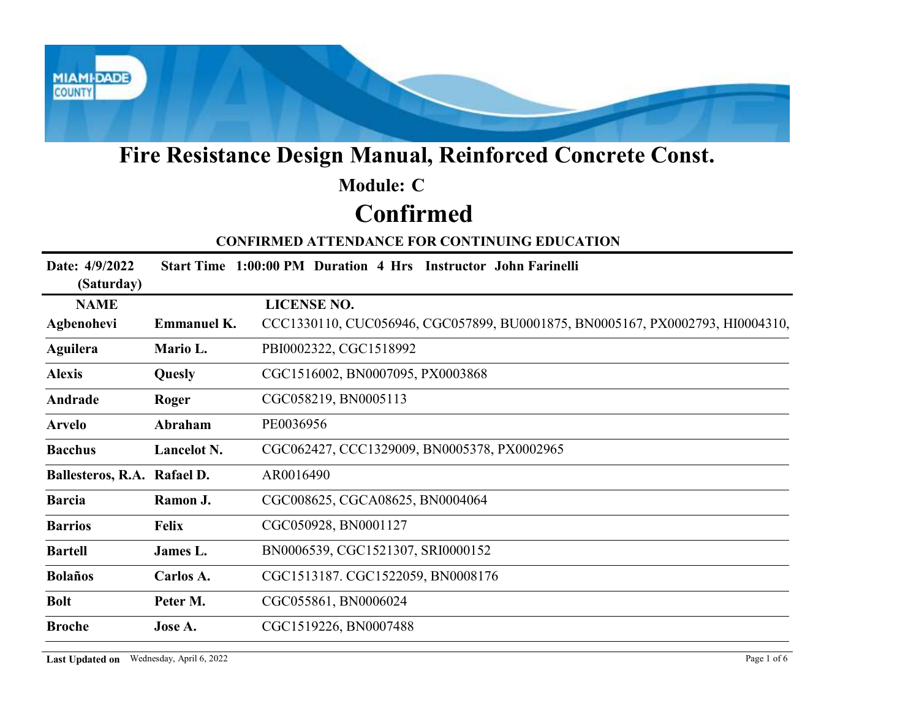# Fire Resistance Design Manual, Reinforced Concrete Const.

## Module: C

# Confirmed

### CONFIRMED ATTENDANCE FOR CONTINUING EDUCATION

**Date: 4/9/2022 (Saturday)** **Start Time 1:00:00 PM Duration 4 Hrs Instructor John Farinelli**

| NAME | | LICENSE NO. |
|---|---|---|
| **Agbenohevi** | **Emmanuel K.** | CCC1330110, CUC056946, CGC057899, BU0001875, BN0005167, PX0002793, HI0004310, |
| **Aguilera** | **Mario L.** | PBI0002322, CGC1518992 |
| **Alexis** | **Quesly** | CGC1516002, BN0007095, PX0003868 |
| **Andrade** | **Roger** | CGC058219, BN0005113 |
| **Arvelo** | **Abraham** | PE0036956 |
| **Bacchus** | **Lancelot N.** | CGC062427, CCC1329009, BN0005378, PX0002965 |
| **Ballesteros, R.A.** | **Rafael D.** | AR0016490 |
| **Barcia** | **Ramon J.** | CGC008625, CGCA08625, BN0004064 |
| **Barrios** | **Felix** | CGC050928, BN0001127 |
| **Bartell** | **James L.** | BN0006539, CGC1521307, SRI0000152 |
| **Bolaños** | **Carlos A.** | CGC1513187. CGC1522059, BN0008176 |
| **Bolt** | **Peter M.** | CGC055861, BN0006024 |
| **Broche** | **Jose A.** | CGC1519226, BN0007488 |

**Last Updated on** Wednesday, April 6, 2022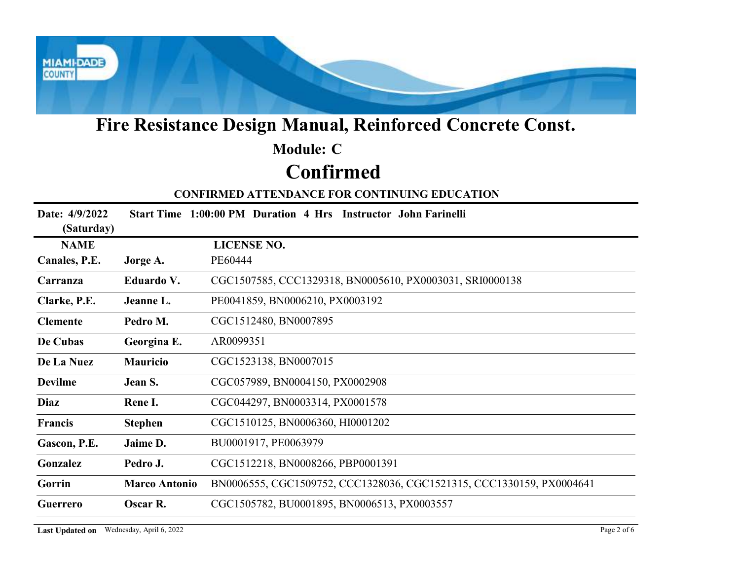# Fire Resistance Design Manual, Reinforced Concrete Const.

## Module: C

# Confirmed

### CONFIRMED ATTENDANCE FOR CONTINUING EDUCATION

**Date: 4/9/2022 (Saturday)** **Start Time 1:00:00 PM Duration 4 Hrs Instructor John Farinelli**

| NAME | | LICENSE NO. |
|---|---|---|
| **Canales, P.E.** | **Jorge A.** | PE60444 |
| **Carranza** | **Eduardo V.** | CGC1507585, CCC1329318, BN0005610, PX0003031, SRI0000138 |
| **Clarke, P.E.** | **Jeanne L.** | PE0041859, BN0006210, PX0003192 |
| **Clemente** | **Pedro M.** | CGC1512480, BN0007895 |
| **De Cubas** | **Georgina E.** | AR0099351 |
| **De La Nuez** | **Mauricio** | CGC1523138, BN0007015 |
| **Devilme** | **Jean S.** | CGC057989, BN0004150, PX0002908 |
| **Diaz** | **Rene I.** | CGC044297, BN0003314, PX0001578 |
| **Francis** | **Stephen** | CGC1510125, BN0006360, HI0001202 |
| **Gascon, P.E.** | **Jaime D.** | BU0001917, PE0063979 |
| **Gonzalez** | **Pedro J.** | CGC1512218, BN0008266, PBP0001391 |
| **Gorrin** | **Marco Antonio** | BN0006555, CGC1509752, CCC1328036, CGC1521315, CCC1330159, PX0004641 |
| **Guerrero** | **Oscar R.** | CGC1505782, BU0001895, BN0006513, PX0003557 |

**Last Updated on** Wednesday, April 6, 2022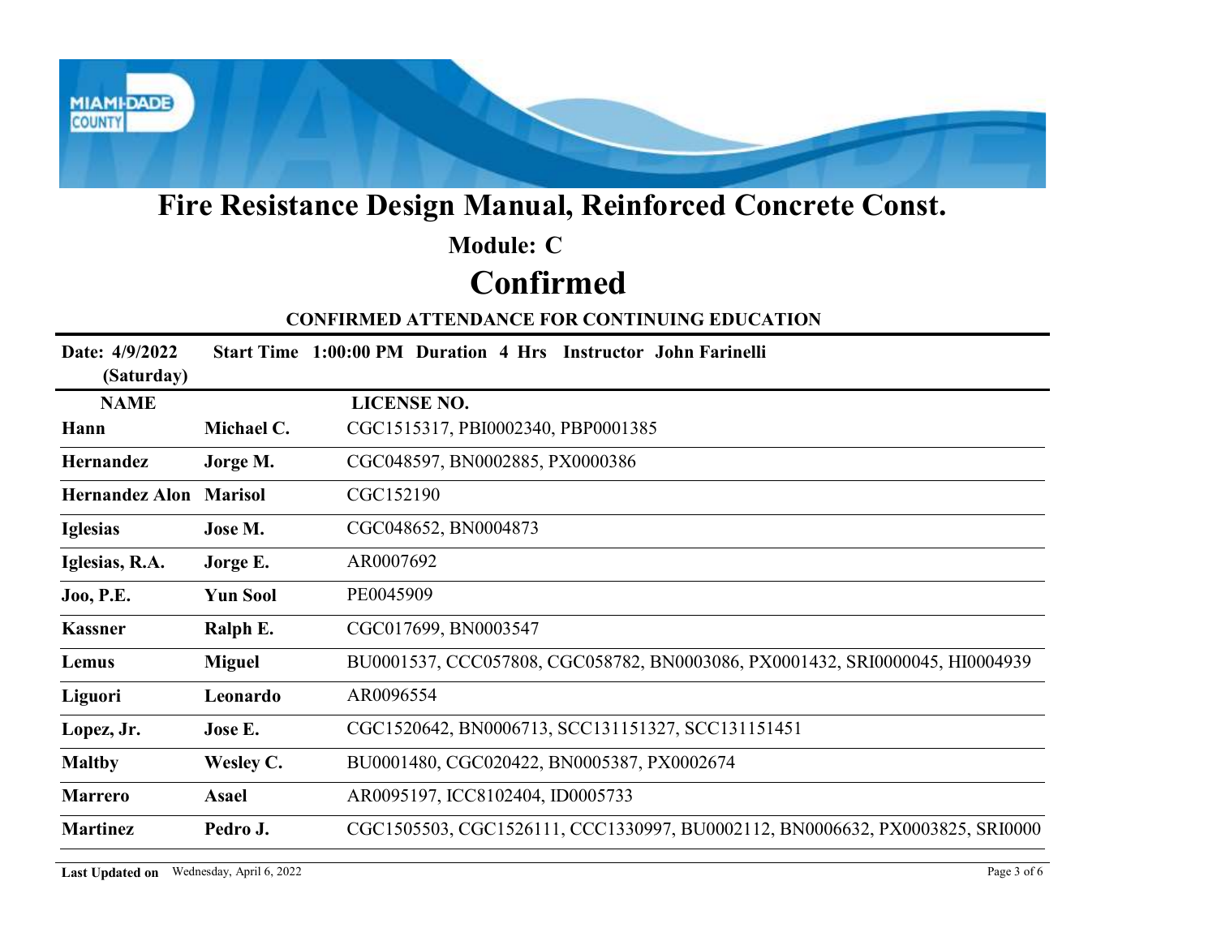# Fire Resistance Design Manual, Reinforced Concrete Const.

## Module: C

# Confirmed

### CONFIRMED ATTENDANCE FOR CONTINUING EDUCATION

**Date: 4/9/2022 (Saturday)** **Start Time 1:00:00 PM Duration 4 Hrs Instructor John Farinelli**

| NAME | | LICENSE NO. |
|---|---|---|
| **Hann** | **Michael C.** | CGC1515317, PBI0002340, PBP0001385 |
| **Hernandez** | **Jorge M.** | CGC048597, BN0002885, PX0000386 |
| **Hernandez Alon** | **Marisol** | CGC152190 |
| **Iglesias** | **Jose M.** | CGC048652, BN0004873 |
| **Iglesias, R.A.** | **Jorge E.** | AR0007692 |
| **Joo, P.E.** | **Yun Sool** | PE0045909 |
| **Kassner** | **Ralph E.** | CGC017699, BN0003547 |
| **Lemus** | **Miguel** | BU0001537, CCC057808, CGC058782, BN0003086, PX0001432, SRI0000045, HI0004939 |
| **Liguori** | **Leonardo** | AR0096554 |
| **Lopez, Jr.** | **Jose E.** | CGC1520642, BN0006713, SCC131151327, SCC131151451 |
| **Maltby** | **Wesley C.** | BU0001480, CGC020422, BN0005387, PX0002674 |
| **Marrero** | **Asael** | AR0095197, ICC8102404, ID0005733 |
| **Martinez** | **Pedro J.** | CGC1505503, CGC1526111, CCC1330997, BU0002112, BN0006632, PX0003825, SRI0000 |

**Last Updated on** Wednesday, April 6, 2022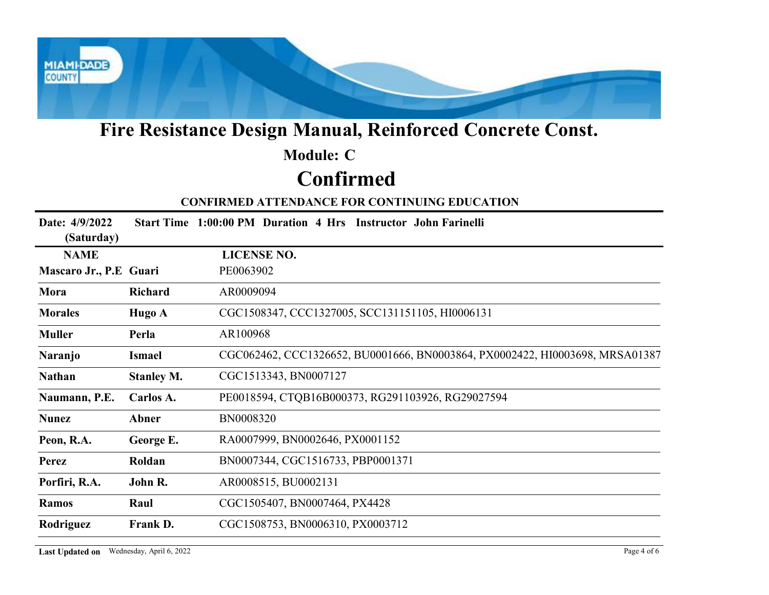# Fire Resistance Design Manual, Reinforced Concrete Const.

## Module: C

# Confirmed

### CONFIRMED ATTENDANCE FOR CONTINUING EDUCATION

**Date: 4/9/2022 (Saturday)** **Start Time 1:00:00 PM** **Duration 4 Hrs** **Instructor John Farinelli**

| NAME | | LICENSE NO. |
|---|---|---|
| **Mascaro Jr., P.E** | **Guari** | PE0063902 |
| **Mora** | **Richard** | AR0009094 |
| **Morales** | **Hugo A** | CGC1508347, CCC1327005, SCC131151105, HI0006131 |
| **Muller** | **Perla** | AR100968 |
| **Naranjo** | **Ismael** | CGC062462, CCC1326652, BU0001666, BN0003864, PX0002422, HI0003698, MRSA01387 |
| **Nathan** | **Stanley M.** | CGC1513343, BN0007127 |
| **Naumann, P.E.** | **Carlos A.** | PE0018594, CTQB16B000373, RG291103926, RG29027594 |
| **Nunez** | **Abner** | BN0008320 |
| **Peon, R.A.** | **George E.** | RA0007999, BN0002646, PX0001152 |
| **Perez** | **Roldan** | BN0007344, CGC1516733, PBP0001371 |
| **Porfiri, R.A.** | **John R.** | AR0008515, BU0002131 |
| **Ramos** | **Raul** | CGC1505407, BN0007464, PX4428 |
| **Rodriguez** | **Frank D.** | CGC1508753, BN0006310, PX0003712 |

**Last Updated on** Wednesday, April 6, 2022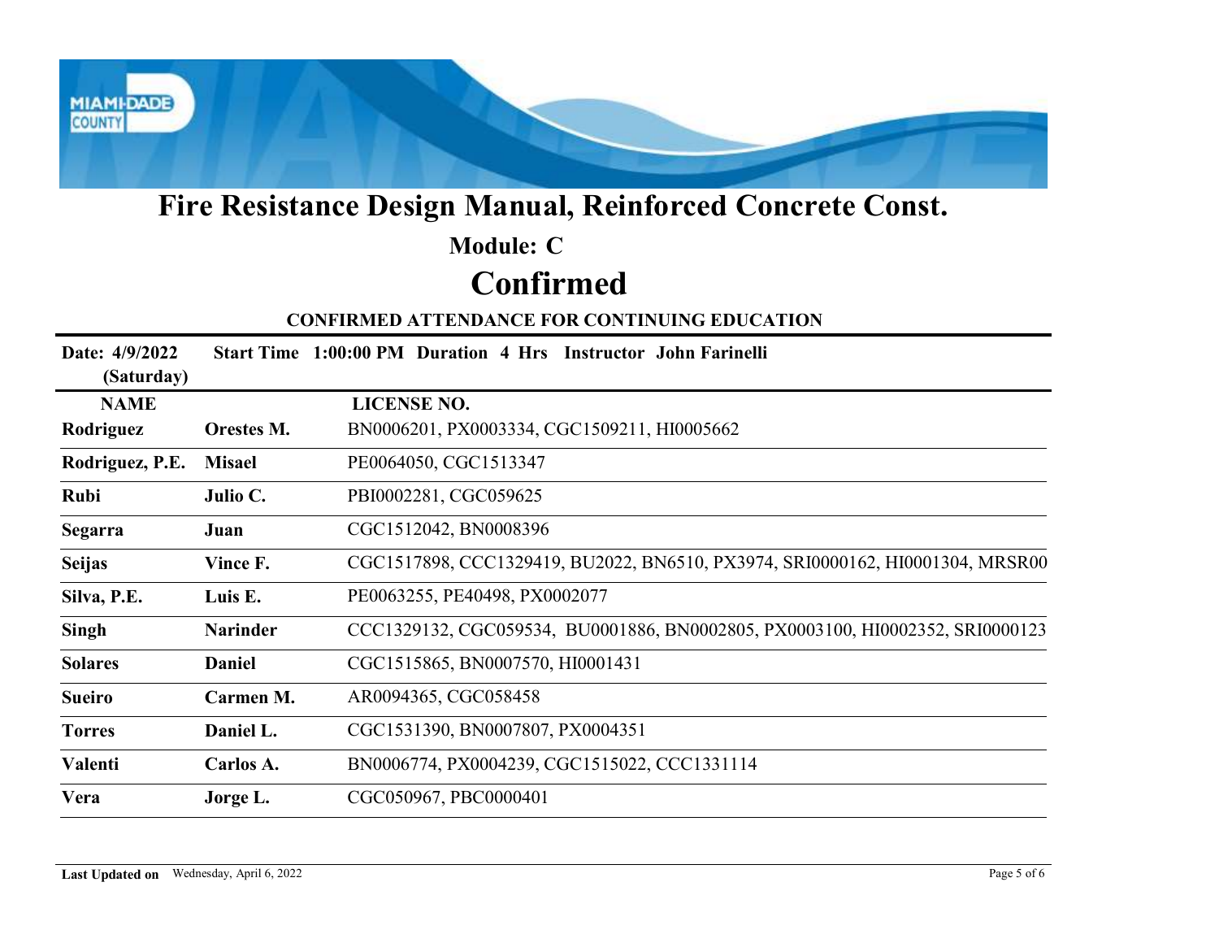# Fire Resistance Design Manual, Reinforced Concrete Const.

## Module: C

## Confirmed

**CONFIRMED ATTENDANCE FOR CONTINUING EDUCATION**

**Date: 4/9/2022 (Saturday)** **Start Time 1:00:00 PM Duration 4 Hrs Instructor John Farinelli**

| NAME | | LICENSE NO. |
|---|---|---|
| **Rodriguez** | **Orestes M.** | BN0006201, PX0003334, CGC1509211, HI0005662 |
| **Rodriguez, P.E.** | **Misael** | PE0064050, CGC1513347 |
| **Rubi** | **Julio C.** | PBI0002281, CGC059625 |
| **Segarra** | **Juan** | CGC1512042, BN0008396 |
| **Seijas** | **Vince F.** | CGC1517898, CCC1329419, BU2022, BN6510, PX3974, SRI0000162, HI0001304, MRSR00 |
| **Silva, P.E.** | **Luis E.** | PE0063255, PE40498, PX0002077 |
| **Singh** | **Narinder** | CCC1329132, CGC059534, BU0001886, BN0002805, PX0003100, HI0002352, SRI0000123 |
| **Solares** | **Daniel** | CGC1515865, BN0007570, HI0001431 |
| **Sueiro** | **Carmen M.** | AR0094365, CGC058458 |
| **Torres** | **Daniel L.** | CGC1531390, BN0007807, PX0004351 |
| **Valenti** | **Carlos A.** | BN0006774, PX0004239, CGC1515022, CCC1331114 |
| **Vera** | **Jorge L.** | CGC050967, PBC0000401 |

**Last Updated on** Wednesday, April 6, 2022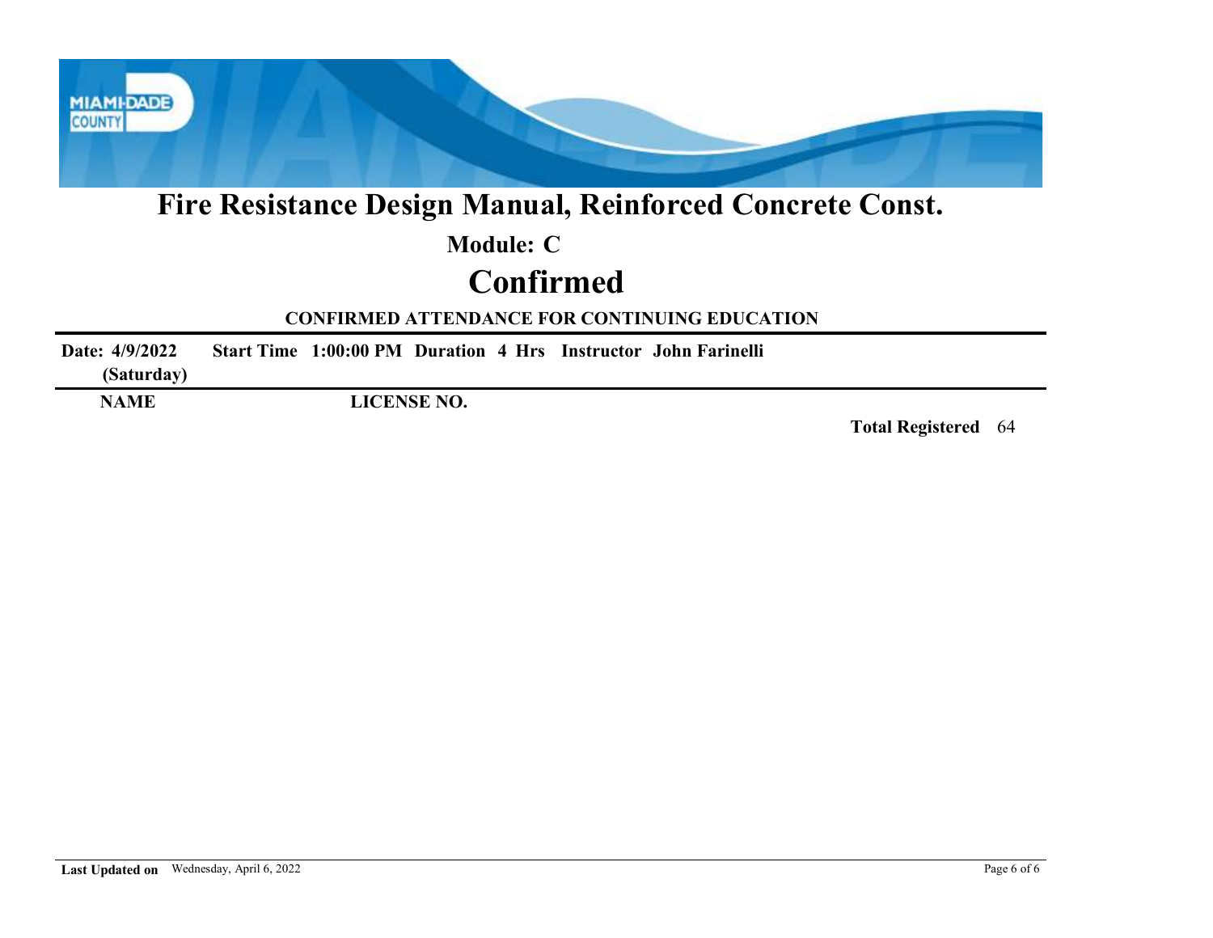# Fire Resistance Design Manual, Reinforced Concrete Const.

## Module: C

## Confirmed

### CONFIRMED ATTENDANCE FOR CONTINUING EDUCATION

**Date: 4/9/2022 (Saturday)** **Start Time 1:00:00 PM** **Duration 4 Hrs** **Instructor John Farinelli**

| NAME | LICENSE NO. |
|---|---|

**Total Registered** 64

**Last Updated on** Wednesday, April 6, 2022